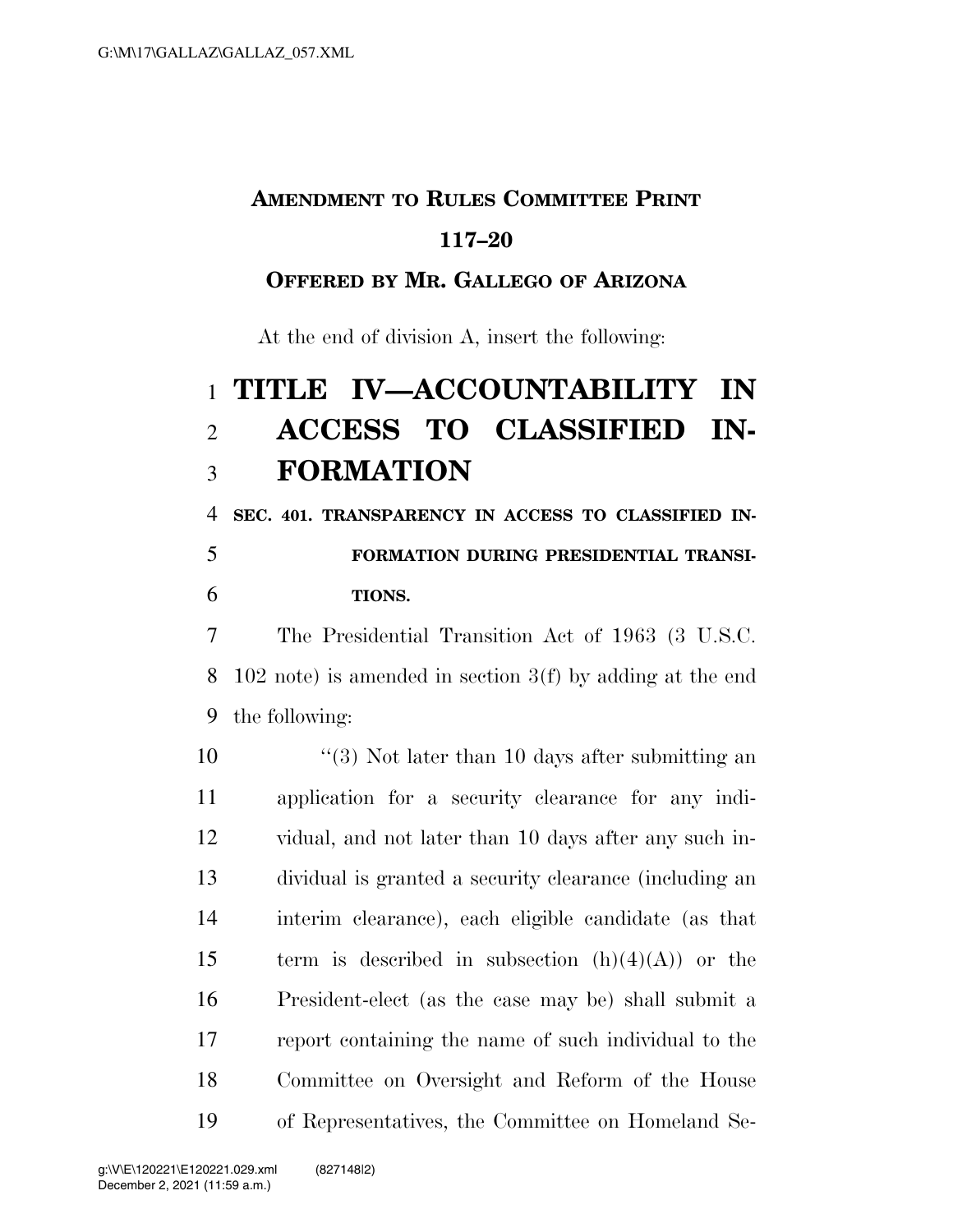**AMENDMENT TO RULES COMMITTEE PRINT 117–20**

**OFFERED BY MR. GALLEGO OF ARIZONA**

At the end of division A, insert the following:

# TITLE IV—ACCOUNTABILITY IN ACCESS TO CLASSIFIED INFORMATION

**SEC. 401. TRANSPARENCY IN ACCESS TO CLASSIFIED INFORMATION DURING PRESIDENTIAL TRANSITIONS.**

The Presidential Transition Act of 1963 (3 U.S.C. 102 note) is amended in section 3(f) by adding at the end the following:

"(3) Not later than 10 days after submitting an application for a security clearance for any individual, and not later than 10 days after any such individual is granted a security clearance (including an interim clearance), each eligible candidate (as that term is described in subsection (h)(4)(A)) or the President-elect (as the case may be) shall submit a report containing the name of such individual to the Committee on Oversight and Reform of the House of Representatives, the Committee on Homeland Se-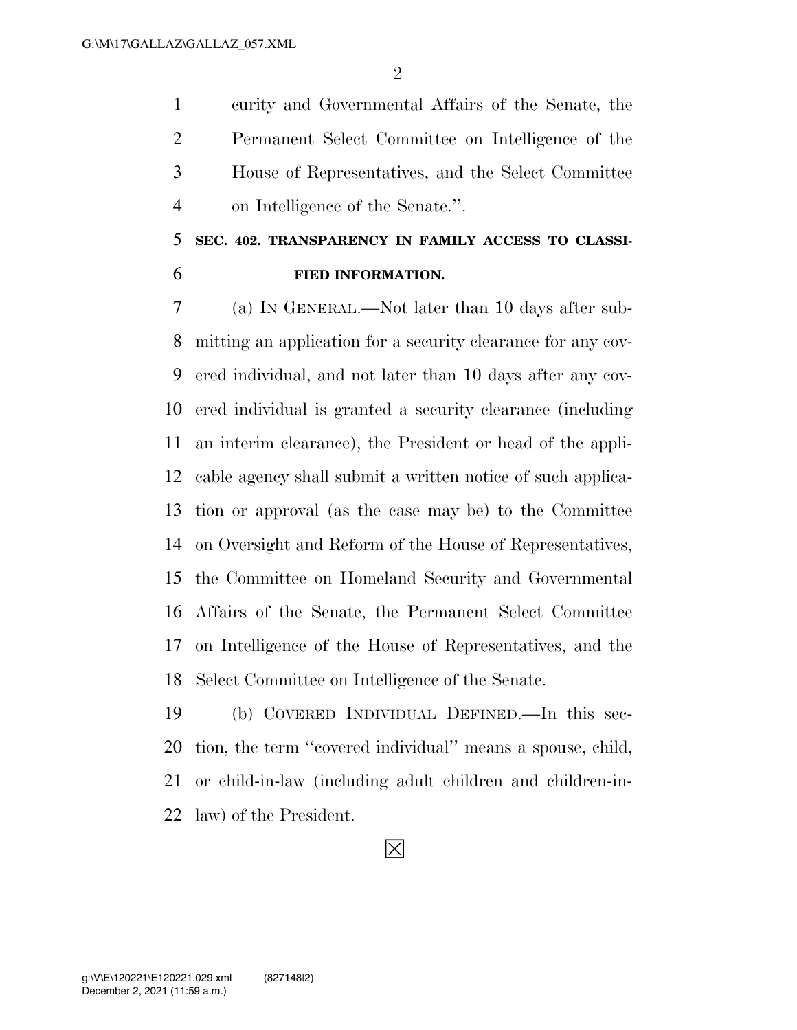curity and Governmental Affairs of the Senate, the Permanent Select Committee on Intelligence of the House of Representatives, and the Select Committee on Intelligence of the Senate.''.

**SEC. 402. TRANSPARENCY IN FAMILY ACCESS TO CLASSIFIED INFORMATION.**

(a) IN GENERAL.—Not later than 10 days after submitting an application for a security clearance for any covered individual, and not later than 10 days after any covered individual is granted a security clearance (including an interim clearance), the President or head of the applicable agency shall submit a written notice of such application or approval (as the case may be) to the Committee on Oversight and Reform of the House of Representatives, the Committee on Homeland Security and Governmental Affairs of the Senate, the Permanent Select Committee on Intelligence of the House of Representatives, and the Select Committee on Intelligence of the Senate.

(b) COVERED INDIVIDUAL DEFINED.—In this section, the term ''covered individual'' means a spouse, child, or child-in-law (including adult children and children-in-law) of the President.